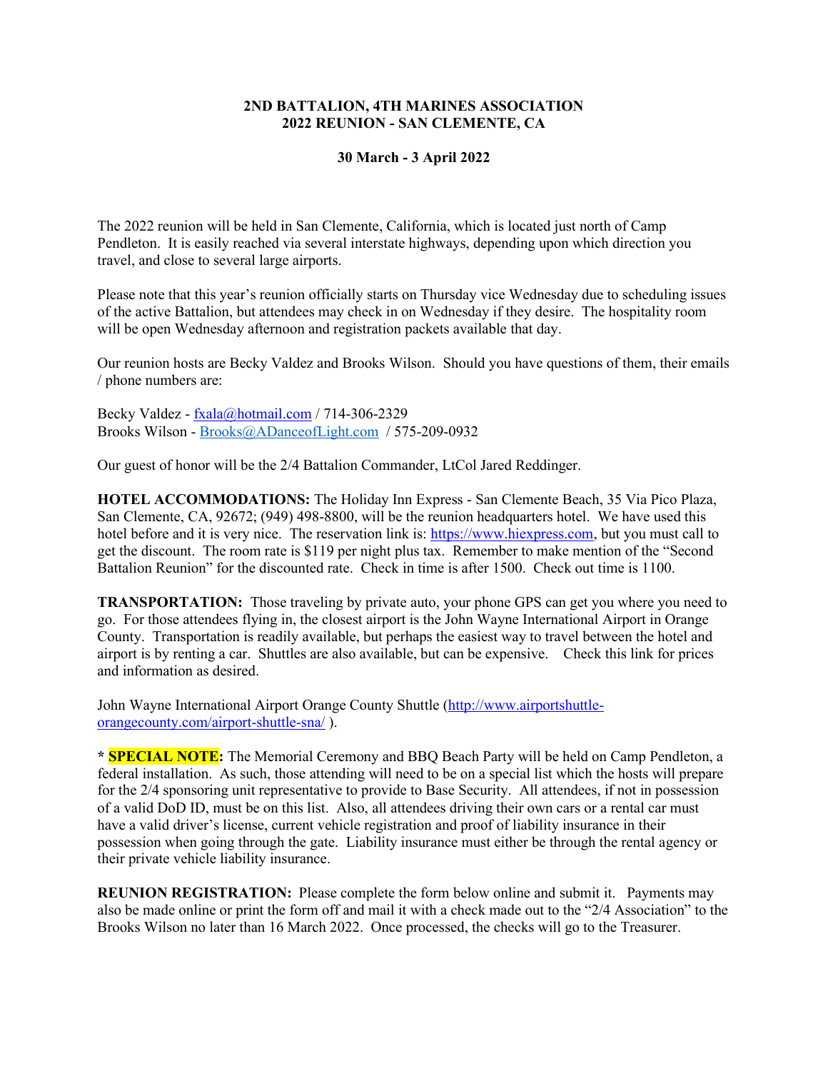**2ND BATTALION, 4TH MARINES ASSOCIATION**
**2022 REUNION - SAN CLEMENTE, CA**

**30 March - 3 April 2022**

The 2022 reunion will be held in San Clemente, California, which is located just north of Camp Pendleton. It is easily reached via several interstate highways, depending upon which direction you travel, and close to several large airports.

Please note that this year's reunion officially starts on Thursday vice Wednesday due to scheduling issues of the active Battalion, but attendees may check in on Wednesday if they desire. The hospitality room will be open Wednesday afternoon and registration packets available that day.

Our reunion hosts are Becky Valdez and Brooks Wilson. Should you have questions of them, their emails / phone numbers are:

Becky Valdez - fxala@hotmail.com / 714-306-2329
Brooks Wilson - Brooks@ADanceofLight.com / 575-209-0932

Our guest of honor will be the 2/4 Battalion Commander, LtCol Jared Reddinger.

**HOTEL ACCOMMODATIONS:** The Holiday Inn Express - San Clemente Beach, 35 Via Pico Plaza, San Clemente, CA, 92672; (949) 498-8800, will be the reunion headquarters hotel. We have used this hotel before and it is very nice. The reservation link is: https://www.hiexpress.com, but you must call to get the discount. The room rate is $119 per night plus tax. Remember to make mention of the "Second Battalion Reunion" for the discounted rate. Check in time is after 1500. Check out time is 1100.

**TRANSPORTATION:** Those traveling by private auto, your phone GPS can get you where you need to go. For those attendees flying in, the closest airport is the John Wayne International Airport in Orange County. Transportation is readily available, but perhaps the easiest way to travel between the hotel and airport is by renting a car. Shuttles are also available, but can be expensive. Check this link for prices and information as desired.

John Wayne International Airport Orange County Shuttle (http://www.airportshuttle-orangecounty.com/airport-shuttle-sna/ ).

**\* SPECIAL NOTE:** The Memorial Ceremony and BBQ Beach Party will be held on Camp Pendleton, a federal installation. As such, those attending will need to be on a special list which the hosts will prepare for the 2/4 sponsoring unit representative to provide to Base Security. All attendees, if not in possession of a valid DoD ID, must be on this list. Also, all attendees driving their own cars or a rental car must have a valid driver's license, current vehicle registration and proof of liability insurance in their possession when going through the gate. Liability insurance must either be through the rental agency or their private vehicle liability insurance.

**REUNION REGISTRATION:** Please complete the form below online and submit it. Payments may also be made online or print the form off and mail it with a check made out to the "2/4 Association" to the Brooks Wilson no later than 16 March 2022. Once processed, the checks will go to the Treasurer.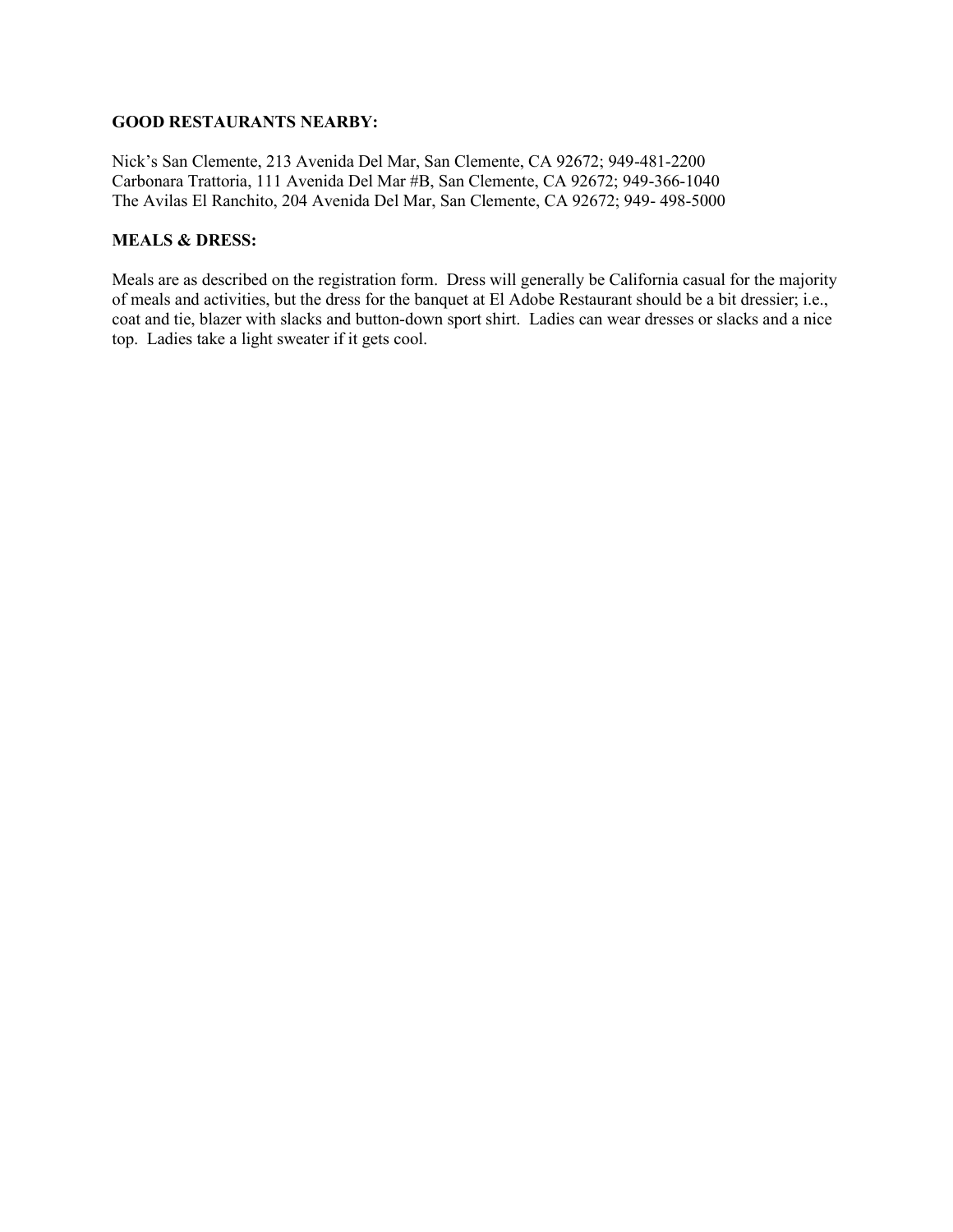**GOOD RESTAURANTS NEARBY:**

Nick's San Clemente, 213 Avenida Del Mar, San Clemente, CA 92672; 949-481-2200
Carbonara Trattoria, 111 Avenida Del Mar #B, San Clemente, CA 92672; 949-366-1040
The Avilas El Ranchito, 204 Avenida Del Mar, San Clemente, CA 92672; 949- 498-5000

**MEALS & DRESS:**

Meals are as described on the registration form. Dress will generally be California casual for the majority of meals and activities, but the dress for the banquet at El Adobe Restaurant should be a bit dressier; i.e., coat and tie, blazer with slacks and button-down sport shirt. Ladies can wear dresses or slacks and a nice top. Ladies take a light sweater if it gets cool.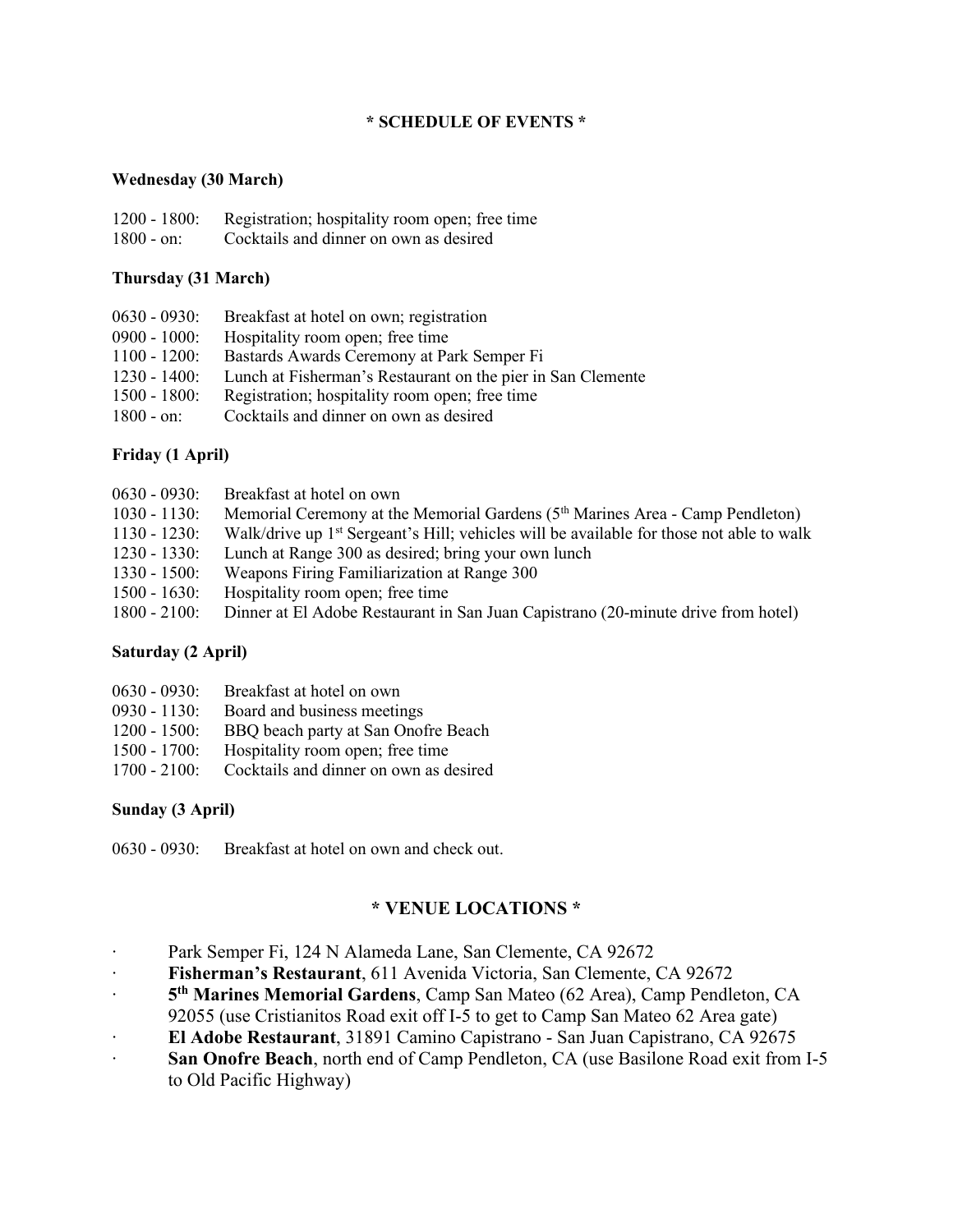## * SCHEDULE OF EVENTS *

**Wednesday (30 March)**

1200 - 1800: Registration; hospitality room open; free time
1800 - on: Cocktails and dinner on own as desired

**Thursday (31 March)**

0630 - 0930: Breakfast at hotel on own; registration
0900 - 1000: Hospitality room open; free time
1100 - 1200: Bastards Awards Ceremony at Park Semper Fi
1230 - 1400: Lunch at Fisherman's Restaurant on the pier in San Clemente
1500 - 1800: Registration; hospitality room open; free time
1800 - on: Cocktails and dinner on own as desired

**Friday (1 April)**

0630 - 0930: Breakfast at hotel on own
1030 - 1130: Memorial Ceremony at the Memorial Gardens (5th Marines Area - Camp Pendleton)
1130 - 1230: Walk/drive up 1st Sergeant's Hill; vehicles will be available for those not able to walk
1230 - 1330: Lunch at Range 300 as desired; bring your own lunch
1330 - 1500: Weapons Firing Familiarization at Range 300
1500 - 1630: Hospitality room open; free time
1800 - 2100: Dinner at El Adobe Restaurant in San Juan Capistrano (20-minute drive from hotel)

**Saturday (2 April)**

0630 - 0930: Breakfast at hotel on own
0930 - 1130: Board and business meetings
1200 - 1500: BBQ beach party at San Onofre Beach
1500 - 1700: Hospitality room open; free time
1700 - 2100: Cocktails and dinner on own as desired

**Sunday (3 April)**

0630 - 0930: Breakfast at hotel on own and check out.

## * VENUE LOCATIONS *

- Park Semper Fi, 124 N Alameda Lane, San Clemente, CA 92672
- **Fisherman's Restaurant**, 611 Avenida Victoria, San Clemente, CA 92672
- **5th Marines Memorial Gardens**, Camp San Mateo (62 Area), Camp Pendleton, CA 92055 (use Cristianitos Road exit off I-5 to get to Camp San Mateo 62 Area gate)
- **El Adobe Restaurant**, 31891 Camino Capistrano - San Juan Capistrano, CA 92675
- **San Onofre Beach**, north end of Camp Pendleton, CA (use Basilone Road exit from I-5 to Old Pacific Highway)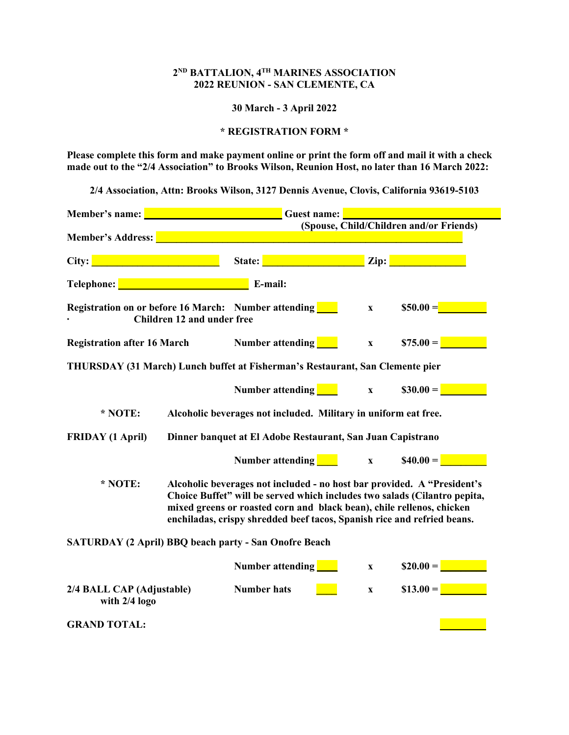**2[ND] BATTALION, 4[TH] MARINES ASSOCIATION**
**2022 REUNION - SAN CLEMENTE, CA**

**30 March - 3 April 2022**

**\* REGISTRATION FORM \***

**Please complete this form and make payment online or print the form off and mail it with a check made out to the "2/4 Association" to Brooks Wilson, Reunion Host, no later than 16 March 2022:**

**2/4 Association, Attn: Brooks Wilson, 3127 Dennis Avenue, Clovis, California 93619-5103**

**Member's name:** ____________________ **Guest name:** ____________________
**(Spouse, Child/Children and/or Friends)**

**Member's Address:** ________________________________________

**City:** ____________________ **State:** ______________ **Zip:** __________

**Telephone:** ____________________ **E-mail:**

**Registration on or before 16 March:** **Number attending** ____ **x** **$50.00 =** ________
· **Children 12 and under free**

**Registration after 16 March** **Number attending** ____ **x** **$75.00 =** ________

**THURSDAY (31 March) Lunch buffet at Fisherman's Restaurant, San Clemente pier**

**Number attending** ____ **x** **$30.00 =** ________

**\* NOTE:** **Alcoholic beverages not included. Military in uniform eat free.**

**FRIDAY (1 April)** **Dinner banquet at El Adobe Restaurant, San Juan Capistrano**

**Number attending** ____ **x** **$40.00 =** ________

**\* NOTE:** **Alcoholic beverages not included - no host bar provided. A "President's Choice Buffet" will be served which includes two salads (Cilantro pepita, mixed greens or roasted corn and black bean), chile rellenos, chicken enchiladas, crispy shredded beef tacos, Spanish rice and refried beans.**

**SATURDAY (2 April) BBQ beach party - San Onofre Beach**

**Number attending** ____ **x** **$20.00 =** ________

**2/4 BALL CAP (Adjustable) with 2/4 logo** **Number hats** ____ **x** **$13.00 =** ________

**GRAND TOTAL:** ________